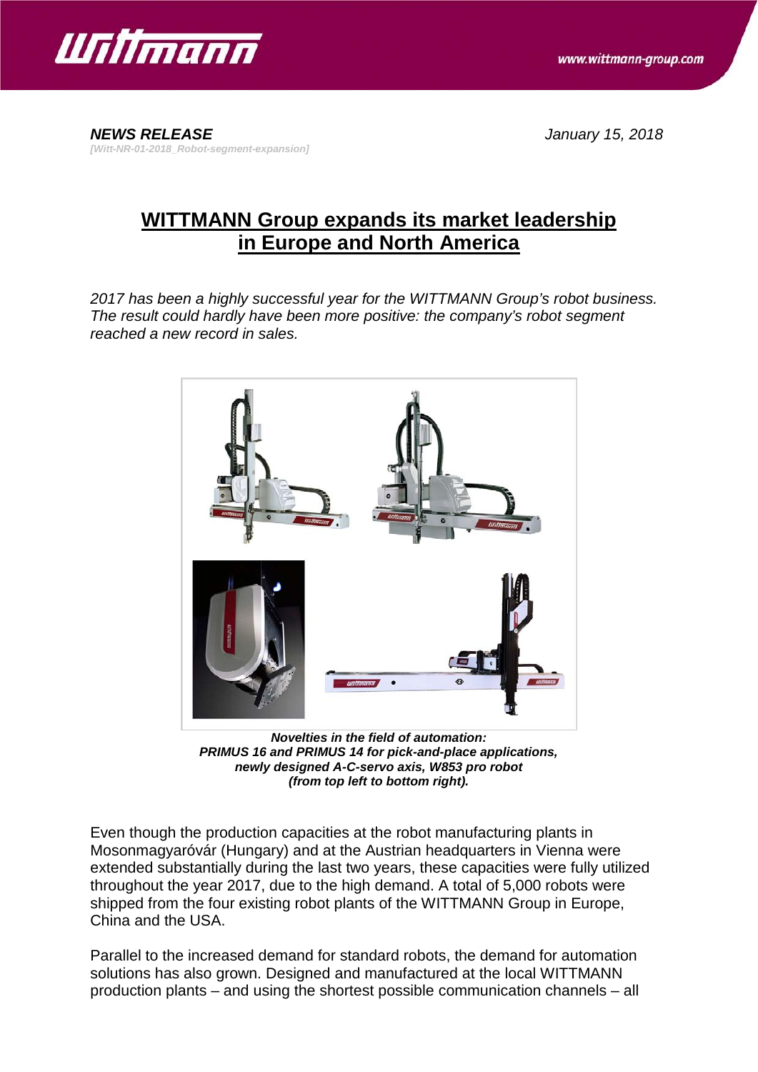**NEWS RELEASE**
*[Witt-NR-01-2018_Robot-segment-expansion]*

*January 15, 2018*

# WITTMANN Group expands its market leadership in Europe and North America

*2017 has been a highly successful year for the WITTMANN Group's robot business. The result could hardly have been more positive: the company's robot segment reached a new record in sales.*

***Novelties in the field of automation: PRIMUS 16 and PRIMUS 14 for pick-and-place applications, newly designed A-C-servo axis, W853 pro robot (from top left to bottom right).***

Even though the production capacities at the robot manufacturing plants in Mosonmagyaróvár (Hungary) and at the Austrian headquarters in Vienna were extended substantially during the last two years, these capacities were fully utilized throughout the year 2017, due to the high demand. A total of 5,000 robots were shipped from the four existing robot plants of the WITTMANN Group in Europe, China and the USA.

Parallel to the increased demand for standard robots, the demand for automation solutions has also grown. Designed and manufactured at the local WITTMANN production plants – and using the shortest possible communication channels – all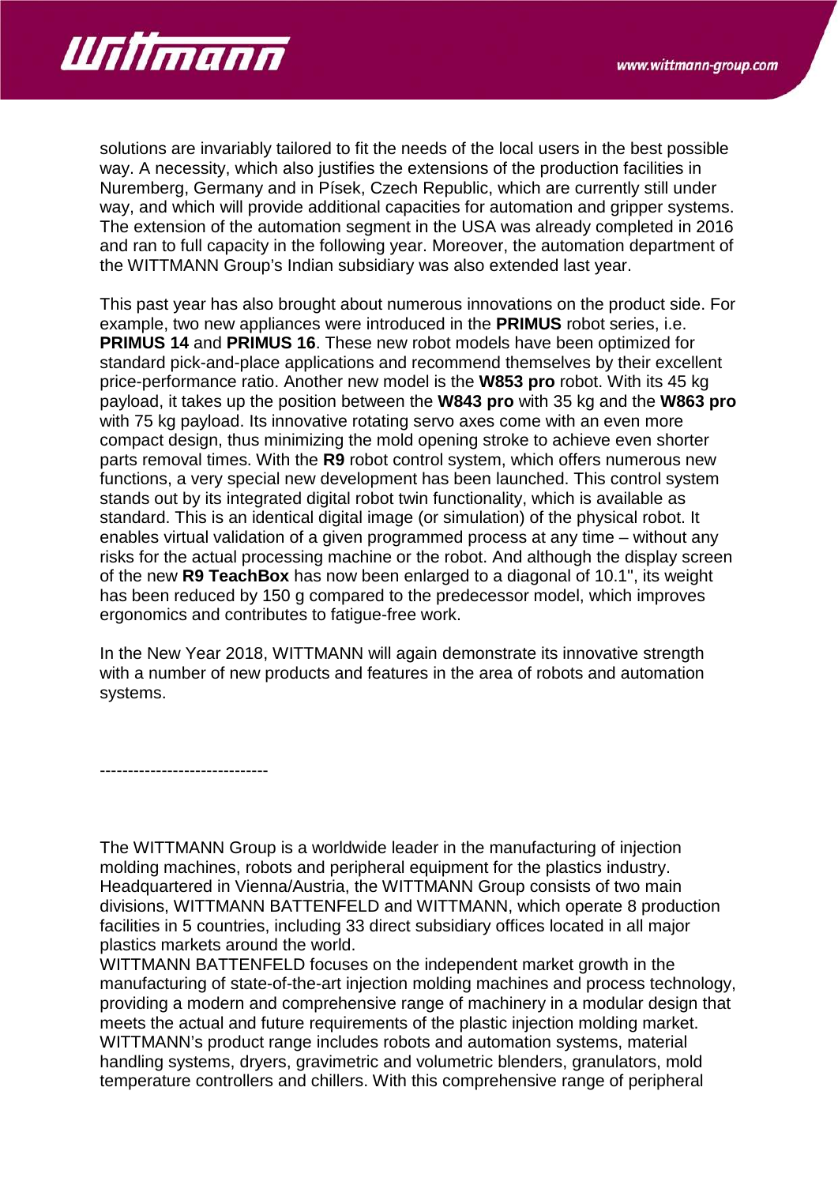solutions are invariably tailored to fit the needs of the local users in the best possible way. A necessity, which also justifies the extensions of the production facilities in Nuremberg, Germany and in Písek, Czech Republic, which are currently still under way, and which will provide additional capacities for automation and gripper systems. The extension of the automation segment in the USA was already completed in 2016 and ran to full capacity in the following year. Moreover, the automation department of the WITTMANN Group's Indian subsidiary was also extended last year.

This past year has also brought about numerous innovations on the product side. For example, two new appliances were introduced in the **PRIMUS** robot series, i.e. **PRIMUS 14** and **PRIMUS 16**. These new robot models have been optimized for standard pick-and-place applications and recommend themselves by their excellent price-performance ratio. Another new model is the **W853 pro** robot. With its 45 kg payload, it takes up the position between the **W843 pro** with 35 kg and the **W863 pro** with 75 kg payload. Its innovative rotating servo axes come with an even more compact design, thus minimizing the mold opening stroke to achieve even shorter parts removal times. With the **R9** robot control system, which offers numerous new functions, a very special new development has been launched. This control system stands out by its integrated digital robot twin functionality, which is available as standard. This is an identical digital image (or simulation) of the physical robot. It enables virtual validation of a given programmed process at any time – without any risks for the actual processing machine or the robot. And although the display screen of the new **R9 TeachBox** has now been enlarged to a diagonal of 10.1", its weight has been reduced by 150 g compared to the predecessor model, which improves ergonomics and contributes to fatigue-free work.

In the New Year 2018, WITTMANN will again demonstrate its innovative strength with a number of new products and features in the area of robots and automation systems.

------------------------------

The WITTMANN Group is a worldwide leader in the manufacturing of injection molding machines, robots and peripheral equipment for the plastics industry. Headquartered in Vienna/Austria, the WITTMANN Group consists of two main divisions, WITTMANN BATTENFELD and WITTMANN, which operate 8 production facilities in 5 countries, including 33 direct subsidiary offices located in all major plastics markets around the world.
WITTMANN BATTENFELD focuses on the independent market growth in the manufacturing of state-of-the-art injection molding machines and process technology, providing a modern and comprehensive range of machinery in a modular design that meets the actual and future requirements of the plastic injection molding market.
WITTMANN's product range includes robots and automation systems, material handling systems, dryers, gravimetric and volumetric blenders, granulators, mold temperature controllers and chillers. With this comprehensive range of peripheral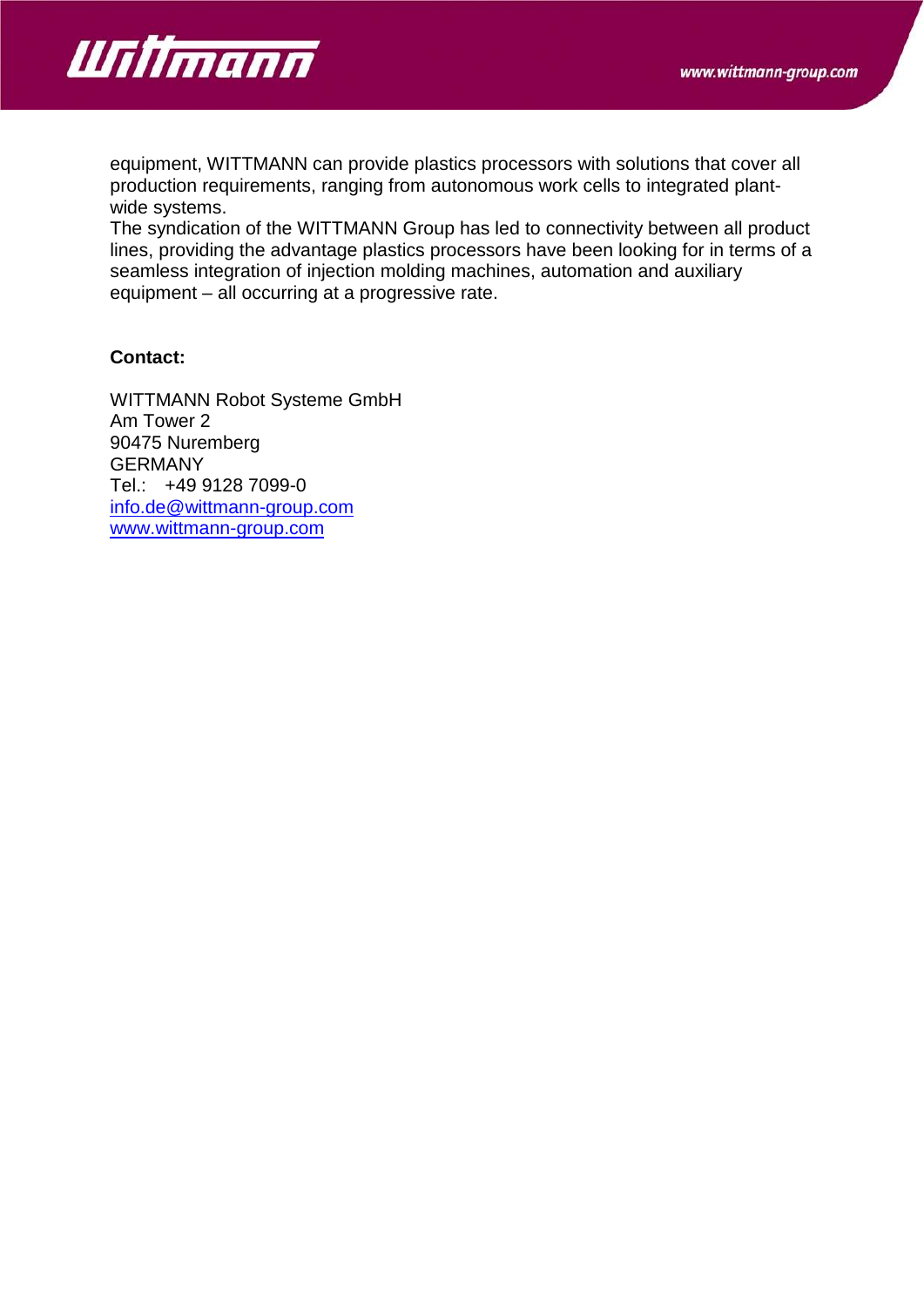equipment, WITTMANN can provide plastics processors with solutions that cover all production requirements, ranging from autonomous work cells to integrated plant-wide systems.
The syndication of the WITTMANN Group has led to connectivity between all product lines, providing the advantage plastics processors have been looking for in terms of a seamless integration of injection molding machines, automation and auxiliary equipment – all occurring at a progressive rate.

**Contact:**

WITTMANN Robot Systeme GmbH
Am Tower 2
90475 Nuremberg
GERMANY
Tel.: +49 9128 7099-0
info.de@wittmann-group.com
www.wittmann-group.com